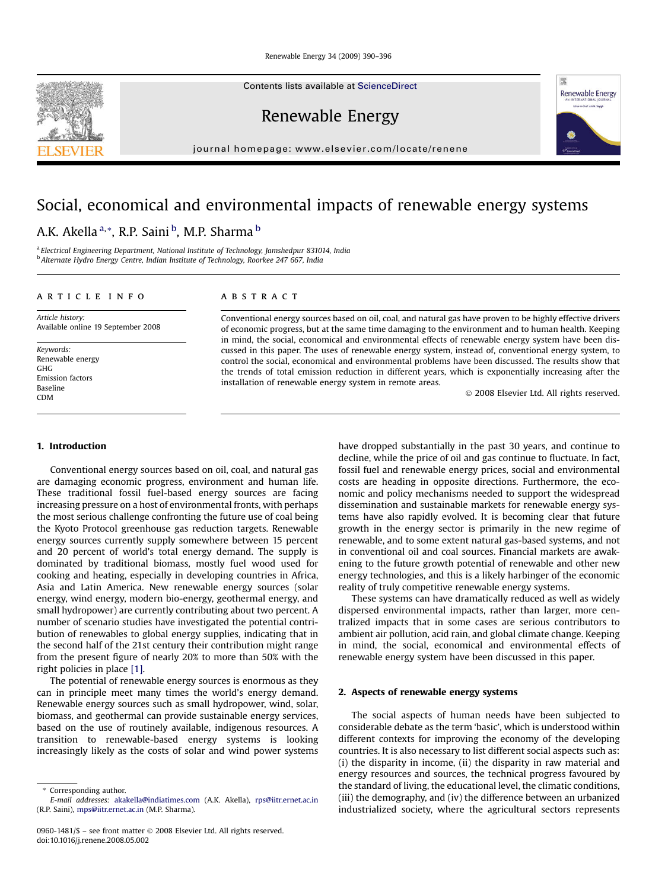# Social, economical and environmental impacts of renewable energy systems

A.K. Akella [a,*], R.P. Saini [b], M.P. Sharma [b]

[a] Electrical Engineering Department, National Institute of Technology, Jamshedpur 831014, India
[b] Alternate Hydro Energy Centre, Indian Institute of Technology, Roorkee 247 667, India

**ARTICLE INFO**

*Article history:*
Available online 19 September 2008

*Keywords:*
Renewable energy
GHG
Emission factors
Baseline
CDM

**ABSTRACT**

Conventional energy sources based on oil, coal, and natural gas have proven to be highly effective drivers of economic progress, but at the same time damaging to the environment and to human health. Keeping in mind, the social, economical and environmental effects of renewable energy system have been discussed in this paper. The uses of renewable energy system, instead of, conventional energy system, to control the social, economical and environmental problems have been discussed. The results show that the trends of total emission reduction in different years, which is exponentially increasing after the installation of renewable energy system in remote areas.

© 2008 Elsevier Ltd. All rights reserved.

## 1. Introduction

Conventional energy sources based on oil, coal, and natural gas are damaging economic progress, environment and human life. These traditional fossil fuel-based energy sources are facing increasing pressure on a host of environmental fronts, with perhaps the most serious challenge confronting the future use of coal being the Kyoto Protocol greenhouse gas reduction targets. Renewable energy sources currently supply somewhere between 15 percent and 20 percent of world's total energy demand. The supply is dominated by traditional biomass, mostly fuel wood used for cooking and heating, especially in developing countries in Africa, Asia and Latin America. New renewable energy sources (solar energy, wind energy, modern bio-energy, geothermal energy, and small hydropower) are currently contributing about two percent. A number of scenario studies have investigated the potential contribution of renewables to global energy supplies, indicating that in the second half of the 21st century their contribution might range from the present figure of nearly 20% to more than 50% with the right policies in place [1].

The potential of renewable energy sources is enormous as they can in principle meet many times the world's energy demand. Renewable energy sources such as small hydropower, wind, solar, biomass, and geothermal can provide sustainable energy services, based on the use of routinely available, indigenous resources. A transition to renewable-based energy systems is looking increasingly likely as the costs of solar and wind power systems have dropped substantially in the past 30 years, and continue to decline, while the price of oil and gas continue to fluctuate. In fact, fossil fuel and renewable energy prices, social and environmental costs are heading in opposite directions. Furthermore, the economic and policy mechanisms needed to support the widespread dissemination and sustainable markets for renewable energy systems have also rapidly evolved. It is becoming clear that future growth in the energy sector is primarily in the new regime of renewable, and to some extent natural gas-based systems, and not in conventional oil and coal sources. Financial markets are awakening to the future growth potential of renewable and other new energy technologies, and this is a likely harbinger of the economic reality of truly competitive renewable energy systems.

These systems can have dramatically reduced as well as widely dispersed environmental impacts, rather than larger, more centralized impacts that in some cases are serious contributors to ambient air pollution, acid rain, and global climate change. Keeping in mind, the social, economical and environmental effects of renewable energy system have been discussed in this paper.

## 2. Aspects of renewable energy systems

The social aspects of human needs have been subjected to considerable debate as the term 'basic', which is understood within different contexts for improving the economy of the developing countries. It is also necessary to list different social aspects such as: (i) the disparity in income, (ii) the disparity in raw material and energy resources and sources, the technical progress favoured by the standard of living, the educational level, the climatic conditions, (iii) the demography, and (iv) the difference between an urbanized industrialized society, where the agricultural sectors represents

\* Corresponding author.
*E-mail addresses:* akakella@indiatimes.com (A.K. Akella), rps@iitr.ernet.in (R.P. Saini), mps@iitr.ernet.ac.in (M.P. Sharma).

0960-1481/$ – see front matter © 2008 Elsevier Ltd. All rights reserved.
doi:10.1016/j.renene.2008.05.002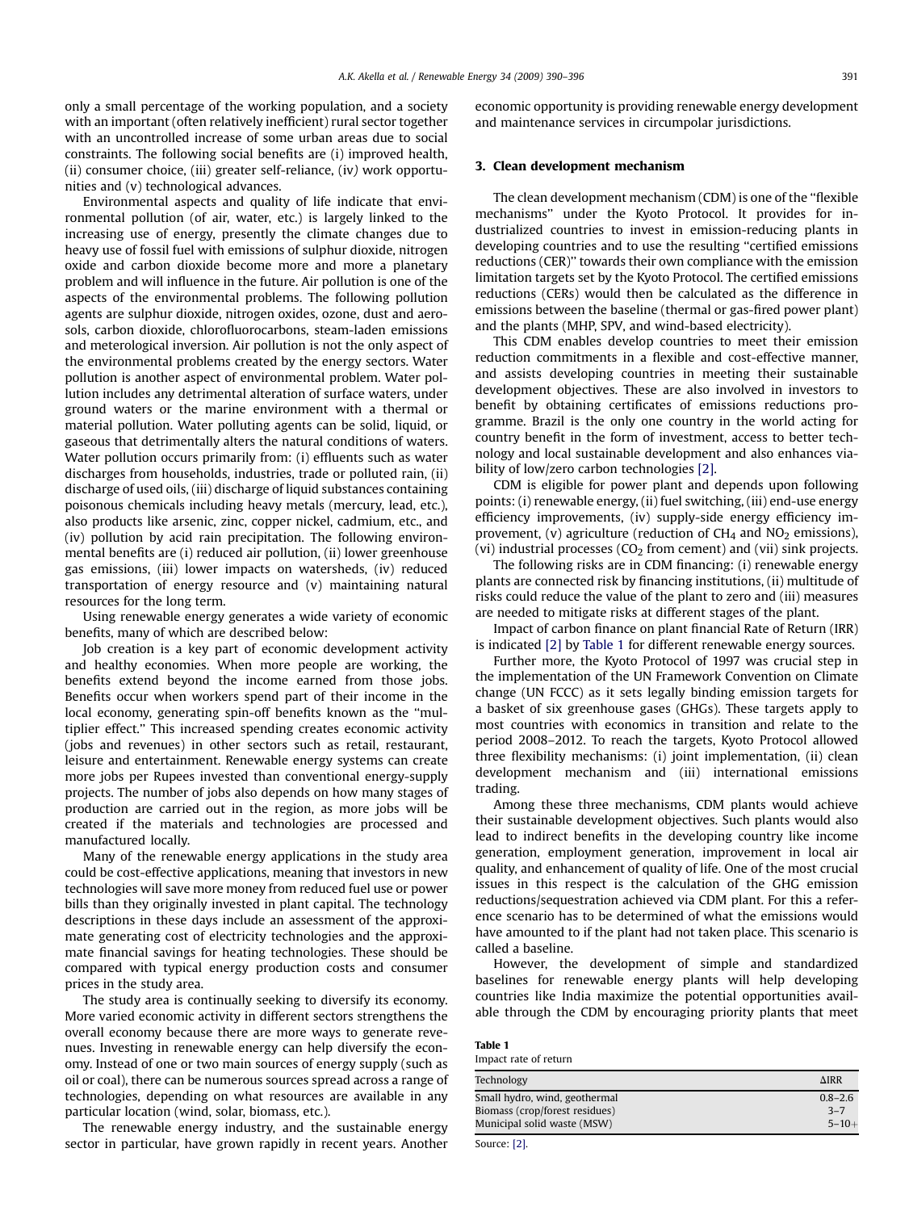only a small percentage of the working population, and a society with an important (often relatively inefficient) rural sector together with an uncontrolled increase of some urban areas due to social constraints. The following social benefits are (i) improved health, (ii) consumer choice, (iii) greater self-reliance, (iv) work opportunities and (v) technological advances.

Environmental aspects and quality of life indicate that environmental pollution (of air, water, etc.) is largely linked to the increasing use of energy, presently the climate changes due to heavy use of fossil fuel with emissions of sulphur dioxide, nitrogen oxide and carbon dioxide become more and more a planetary problem and will influence in the future. Air pollution is one of the aspects of the environmental problems. The following pollution agents are sulphur dioxide, nitrogen oxides, ozone, dust and aerosols, carbon dioxide, chlorofluorocarbons, steam-laden emissions and meterological inversion. Air pollution is not the only aspect of the environmental problems created by the energy sectors. Water pollution is another aspect of environmental problem. Water pollution includes any detrimental alteration of surface waters, under ground waters or the marine environment with a thermal or material pollution. Water polluting agents can be solid, liquid, or gaseous that detrimentally alters the natural conditions of waters. Water pollution occurs primarily from: (i) effluents such as water discharges from households, industries, trade or polluted rain, (ii) discharge of used oils, (iii) discharge of liquid substances containing poisonous chemicals including heavy metals (mercury, lead, etc.), also products like arsenic, zinc, copper nickel, cadmium, etc., and (iv) pollution by acid rain precipitation. The following environmental benefits are (i) reduced air pollution, (ii) lower greenhouse gas emissions, (iii) lower impacts on watersheds, (iv) reduced transportation of energy resource and (v) maintaining natural resources for the long term.

Using renewable energy generates a wide variety of economic benefits, many of which are described below:

Job creation is a key part of economic development activity and healthy economies. When more people are working, the benefits extend beyond the income earned from those jobs. Benefits occur when workers spend part of their income in the local economy, generating spin-off benefits known as the "multiplier effect." This increased spending creates economic activity (jobs and revenues) in other sectors such as retail, restaurant, leisure and entertainment. Renewable energy systems can create more jobs per Rupees invested than conventional energy-supply projects. The number of jobs also depends on how many stages of production are carried out in the region, as more jobs will be created if the materials and technologies are processed and manufactured locally.

Many of the renewable energy applications in the study area could be cost-effective applications, meaning that investors in new technologies will save more money from reduced fuel use or power bills than they originally invested in plant capital. The technology descriptions in these days include an assessment of the approximate generating cost of electricity technologies and the approximate financial savings for heating technologies. These should be compared with typical energy production costs and consumer prices in the study area.

The study area is continually seeking to diversify its economy. More varied economic activity in different sectors strengthens the overall economy because there are more ways to generate revenues. Investing in renewable energy can help diversify the economy. Instead of one or two main sources of energy supply (such as oil or coal), there can be numerous sources spread across a range of technologies, depending on what resources are available in any particular location (wind, solar, biomass, etc.).

The renewable energy industry, and the sustainable energy sector in particular, have grown rapidly in recent years. Another economic opportunity is providing renewable energy development and maintenance services in circumpolar jurisdictions.

## 3. Clean development mechanism

The clean development mechanism (CDM) is one of the "flexible mechanisms" under the Kyoto Protocol. It provides for industrialized countries to invest in emission-reducing plants in developing countries and to use the resulting "certified emissions reductions (CER)" towards their own compliance with the emission limitation targets set by the Kyoto Protocol. The certified emissions reductions (CERs) would then be calculated as the difference in emissions between the baseline (thermal or gas-fired power plant) and the plants (MHP, SPV, and wind-based electricity).

This CDM enables develop countries to meet their emission reduction commitments in a flexible and cost-effective manner, and assists developing countries in meeting their sustainable development objectives. These are also involved in investors to benefit by obtaining certificates of emissions reductions programme. Brazil is the only one country in the world acting for country benefit in the form of investment, access to better technology and local sustainable development and also enhances viability of low/zero carbon technologies [2].

CDM is eligible for power plant and depends upon following points: (i) renewable energy, (ii) fuel switching, (iii) end-use energy efficiency improvements, (iv) supply-side energy efficiency improvement, (v) agriculture (reduction of $CH_4$ and $NO_2$ emissions), (vi) industrial processes ($CO_2$ from cement) and (vii) sink projects.

The following risks are in CDM financing: (i) renewable energy plants are connected risk by financing institutions, (ii) multitude of risks could reduce the value of the plant to zero and (iii) measures are needed to mitigate risks at different stages of the plant.

Impact of carbon finance on plant financial Rate of Return (IRR) is indicated [2] by Table 1 for different renewable energy sources.

Further more, the Kyoto Protocol of 1997 was crucial step in the implementation of the UN Framework Convention on Climate change (UN FCCC) as it sets legally binding emission targets for a basket of six greenhouse gases (GHGs). These targets apply to most countries with economics in transition and relate to the period 2008–2012. To reach the targets, Kyoto Protocol allowed three flexibility mechanisms: (i) joint implementation, (ii) clean development mechanism and (iii) international emissions trading.

Among these three mechanisms, CDM plants would achieve their sustainable development objectives. Such plants would also lead to indirect benefits in the developing country like income generation, employment generation, improvement in local air quality, and enhancement of quality of life. One of the most crucial issues in this respect is the calculation of the GHG emission reductions/sequestration achieved via CDM plant. For this a reference scenario has to be determined of what the emissions would have amounted to if the plant had not taken place. This scenario is called a baseline.

However, the development of simple and standardized baselines for renewable energy plants will help developing countries like India maximize the potential opportunities available through the CDM by encouraging priority plants that meet

**Table 1**
Impact rate of return

| Technology | ΔIRR |
|---|---|
| Small hydro, wind, geothermal | 0.8–2.6 |
| Biomass (crop/forest residues) | 3–7 |
| Municipal solid waste (MSW) | 5–10+ |

Source: [2].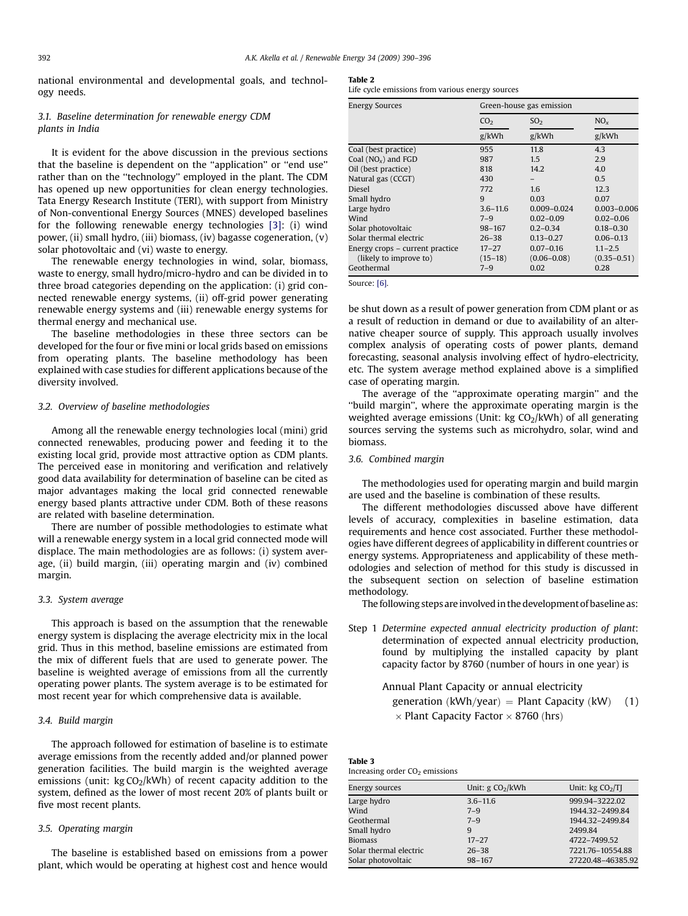national environmental and developmental goals, and technology needs.

### 3.1. Baseline determination for renewable energy CDM plants in India

It is evident for the above discussion in the previous sections that the baseline is dependent on the ''application'' or ''end use'' rather than on the ''technology'' employed in the plant. The CDM has opened up new opportunities for clean energy technologies. Tata Energy Research Institute (TERI), with support from Ministry of Non-conventional Energy Sources (MNES) developed baselines for the following renewable energy technologies [3]: (i) wind power, (ii) small hydro, (iii) biomass, (iv) bagasse cogeneration, (v) solar photovoltaic and (vi) waste to energy.

The renewable energy technologies in wind, solar, biomass, waste to energy, small hydro/micro-hydro and can be divided in to three broad categories depending on the application: (i) grid connected renewable energy systems, (ii) off-grid power generating renewable energy systems and (iii) renewable energy systems for thermal energy and mechanical use.

The baseline methodologies in these three sectors can be developed for the four or five mini or local grids based on emissions from operating plants. The baseline methodology has been explained with case studies for different applications because of the diversity involved.

### 3.2. Overview of baseline methodologies

Among all the renewable energy technologies local (mini) grid connected renewables, producing power and feeding it to the existing local grid, provide most attractive option as CDM plants. The perceived ease in monitoring and verification and relatively good data availability for determination of baseline can be cited as major advantages making the local grid connected renewable energy based plants attractive under CDM. Both of these reasons are related with baseline determination.

There are number of possible methodologies to estimate what will a renewable energy system in a local grid connected mode will displace. The main methodologies are as follows: (i) system average, (ii) build margin, (iii) operating margin and (iv) combined margin.

### 3.3. System average

This approach is based on the assumption that the renewable energy system is displacing the average electricity mix in the local grid. Thus in this method, baseline emissions are estimated from the mix of different fuels that are used to generate power. The baseline is weighted average of emissions from all the currently operating power plants. The system average is to be estimated for most recent year for which comprehensive data is available.

### 3.4. Build margin

The approach followed for estimation of baseline is to estimate average emissions from the recently added and/or planned power generation facilities. The build margin is the weighted average emissions (unit: kg $CO_2$/kWh) of recent capacity addition to the system, defined as the lower of most recent 20% of plants built or five most recent plants.

### 3.5. Operating margin

The baseline is established based on emissions from a power plant, which would be operating at highest cost and hence would be shut down as a result of power generation from CDM plant or as a result of reduction in demand or due to availability of an alternative cheaper source of supply. This approach usually involves complex analysis of operating costs of power plants, demand forecasting, seasonal analysis involving effect of hydro-electricity, etc. The system average method explained above is a simplified case of operating margin.

The average of the ''approximate operating margin'' and the ''build margin'', where the approximate operating margin is the weighted average emissions (Unit: kg $CO_2$/kWh) of all generating sources serving the systems such as microhydro, solar, wind and biomass.

**Table 2**
Life cycle emissions from various energy sources

| Energy Sources | Green-house gas emission | | |
|---|---|---|---|
| | $CO_2$ | $SO_2$ | $NO_x$ |
| | g/kWh | g/kWh | g/kWh |
| Coal (best practice) | 955 | 11.8 | 4.3 |
| Coal ($NO_x$) and FGD | 987 | 1.5 | 2.9 |
| Oil (best practice) | 818 | 14.2 | 4.0 |
| Natural gas (CCGT) | 430 | – | 0.5 |
| Diesel | 772 | 1.6 | 12.3 |
| Small hydro | 9 | 0.03 | 0.07 |
| Large hydro | 3.6–11.6 | 0.009–0.024 | 0.003–0.006 |
| Wind | 7–9 | 0.02–0.09 | 0.02–0.06 |
| Solar photovoltaic | 98–167 | 0.2–0.34 | 0.18–0.30 |
| Solar thermal electric | 26–38 | 0.13–0.27 | 0.06–0.13 |
| Energy crops – current practice | 17–27 | 0.07–0.16 | 1.1–2.5 |
| (likely to improve to) | (15–18) | (0.06–0.08) | (0.35–0.51) |
| Geothermal | 7–9 | 0.02 | 0.28 |

Source: [6].

### 3.6. Combined margin

The methodologies used for operating margin and build margin are used and the baseline is combination of these results.

The different methodologies discussed above have different levels of accuracy, complexities in baseline estimation, data requirements and hence cost associated. Further these methodologies have different degrees of applicability in different countries or energy systems. Appropriateness and applicability of these methodologies and selection of method for this study is discussed in the subsequent section on selection of baseline estimation methodology.

The following steps are involved in the development of baseline as:

Step 1 *Determine expected annual electricity production of plant*: determination of expected annual electricity production, found by multiplying the installed capacity by plant capacity factor by 8760 (number of hours in one year) is

$$\text{Annual Plant Capacity or annual electricity generation (kWh/year)} = \text{Plant Capacity (kW)} \times \text{Plant Capacity Factor} \times 8760\ \text{(hrs)} \quad (1)$$

**Table 3**
Increasing order $CO_2$ emissions

| Energy sources | Unit: g $CO_2$/kWh | Unit: kg $CO_2$/TJ |
|---|---|---|
| Large hydro | 3.6–11.6 | 999.94–3222.02 |
| Wind | 7–9 | 1944.32–2499.84 |
| Geothermal | 7–9 | 1944.32–2499.84 |
| Small hydro | 9 | 2499.84 |
| Biomass | 17–27 | 4722–7499.52 |
| Solar thermal electric | 26–38 | 7221.76–10554.88 |
| Solar photovoltaic | 98–167 | 27220.48–46385.92 |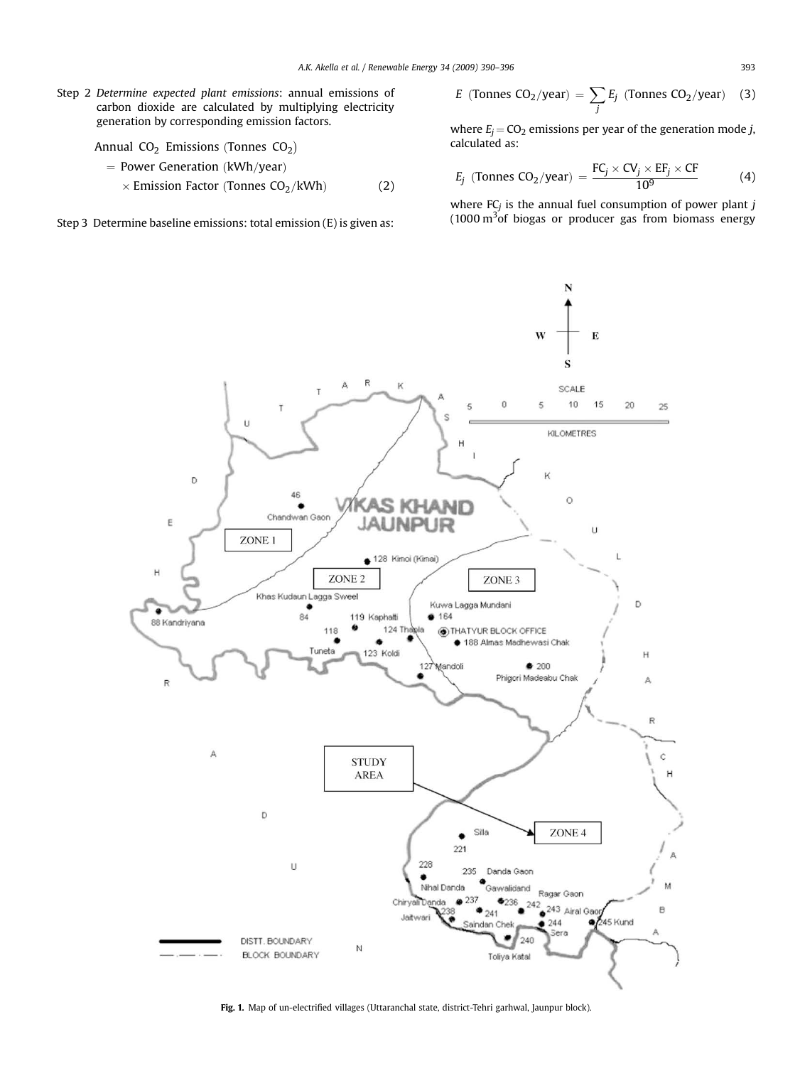Step 2 *Determine expected plant emissions*: annual emissions of carbon dioxide are calculated by multiplying electricity generation by corresponding emission factors.

$$\text{Annual } CO_2 \text{ Emissions (Tonnes } CO_2) = \text{Power Generation (kWh/year)} \times \text{Emission Factor (Tonnes } CO_2\text{/kWh)} \quad (2)$$

Step 3 Determine baseline emissions: total emission (E) is given as:

$$E \text{ (Tonnes } CO_2\text{/year)} = \sum_j E_j \text{ (Tonnes } CO_2\text{/year)} \quad (3)$$

where $E_j = CO_2$ emissions per year of the generation mode $j$, calculated as:

$$E_j \text{ (Tonnes } CO_2\text{/year)} = \frac{FC_j \times CV_j \times EF_j \times CF}{10^9} \quad (4)$$

where $FC_j$ is the annual fuel consumption of power plant $j$ (1000 $m^3$of biogas or producer gas from biomass energy

**Fig. 1.** Map of un-electrified villages (Uttaranchal state, district-Tehri garhwal, Jaunpur block).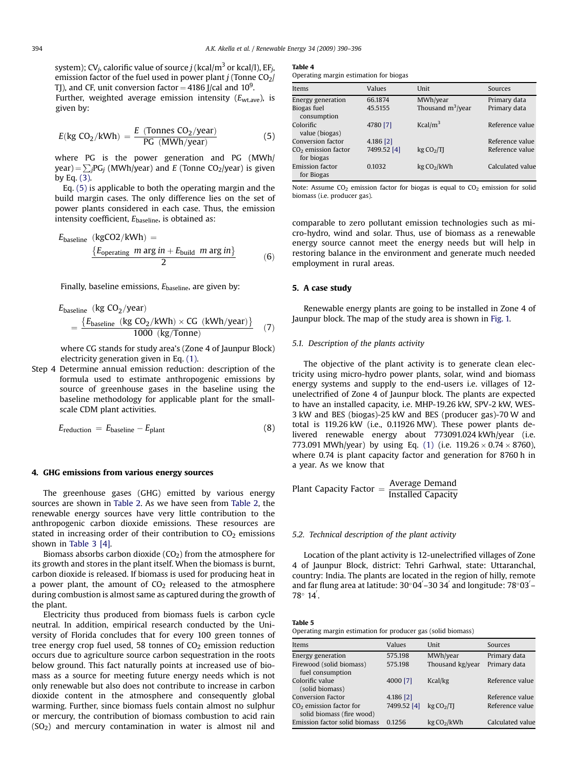system); $CV_j$, calorific value of source $j$ (kcal/m$^3$ or kcal/l), $EF_j$, emission factor of the fuel used in power plant $j$ (Tonne $CO_2$/TJ), and CF, unit conversion factor = 4186 J/cal and $10^9$.

Further, weighted average emission intensity ($E_{wt.ave}$), is given by:

$$E(\text{kg CO}_2/\text{kWh}) = \frac{E \ (\text{Tonnes CO}_2/\text{year})}{\text{PG} \ (\text{MWh/year})} \tag{5}$$

where PG is the power generation and PG (MWh/year) = $\sum_j \text{PG}_j$ (MWh/year) and $E$ (Tonne $CO_2$/year) is given by Eq. (3).

Eq. (5) is applicable to both the operating margin and the build margin cases. The only difference lies on the set of power plants considered in each case. Thus, the emission intensity coefficient, $E_{\text{baseline}}$, is obtained as:

$$E_{\text{baseline}} \ (\text{kgCO2/kWh}) = \frac{\{E_{\text{operating}} \ m \arg in + E_{\text{build}} \ m \arg in\}}{2} \tag{6}$$

Finally, baseline emissions, $E_{\text{baseline}}$, are given by:

$$E_{\text{baseline}} \ (\text{kg CO}_2/\text{year}) = \frac{\{E_{\text{baseline}} \ (\text{kg CO}_2/\text{kWh}) \times \text{CG} \ (\text{kWh/year})\}}{1000 \ (\text{kg/Tonne})} \tag{7}$$

where CG stands for study area's (Zone 4 of Jaunpur Block) electricity generation given in Eq. (1).

Step 4 Determine annual emission reduction: description of the formula used to estimate anthropogenic emissions by source of greenhouse gases in the baseline using the baseline methodology for applicable plant for the small-scale CDM plant activities.

$$E_{\text{reduction}} = E_{\text{baseline}} - E_{\text{plant}} \tag{8}$$

## 4. GHG emissions from various energy sources

The greenhouse gases (GHG) emitted by various energy sources are shown in Table 2. As we have seen from Table 2, the renewable energy sources have very little contribution to the anthropogenic carbon dioxide emissions. These resources are stated in increasing order of their contribution to $CO_2$ emissions shown in Table 3 [4].

Biomass absorbs carbon dioxide ($CO_2$) from the atmosphere for its growth and stores in the plant itself. When the biomass is burnt, carbon dioxide is released. If biomass is used for producing heat in a power plant, the amount of $CO_2$ released to the atmosphere during combustion is almost same as captured during the growth of the plant.

Electricity thus produced from biomass fuels is carbon cycle neutral. In addition, empirical research conducted by the University of Florida concludes that for every 100 green tonnes of tree energy crop fuel used, 58 tonnes of $CO_2$ emission reduction occurs due to agriculture source carbon sequestration in the roots below ground. This fact naturally points at increased use of biomass as a source for meeting future energy needs which is not only renewable but also does not contribute to increase in carbon dioxide content in the atmosphere and consequently global warming. Further, since biomass fuels contain almost no sulphur or mercury, the contribution of biomass combustion to acid rain ($SO_2$) and mercury contamination in water is almost nil and comparable to zero pollutant emission technologies such as micro-hydro, wind and solar. Thus, use of biomass as a renewable energy source cannot meet the energy needs but will help in restoring balance in the environment and generate much needed employment in rural areas.

**Table 4**
Operating margin estimation for biogas

| Items | Values | Unit | Sources |
|---|---|---|---|
| Energy generation | 66.1874 | MWh/year | Primary data |
| Biogas fuel consumption | 45.5155 | Thousand m$^3$/year | Primary data |
| Colorific value (biogas) | 4780 [7] | Kcal/m$^3$ | Reference value |
| Conversion factor | 4.186 [2] | | Reference value |
| $CO_2$ emission factor for biogas | 7499.52 [4] | kg $CO_2$/TJ | Reference value |
| Emission factor for Biogas | 0.1032 | kg $CO_2$/kWh | Calculated value |

Note: Assume $CO_2$ emission factor for biogas is equal to $CO_2$ emission for solid biomass (i.e. producer gas).

## 5. A case study

Renewable energy plants are going to be installed in Zone 4 of Jaunpur block. The map of the study area is shown in Fig. 1.

### 5.1. Description of the plants activity

The objective of the plant activity is to generate clean electricity using micro-hydro power plants, solar, wind and biomass energy systems and supply to the end-users i.e. villages of 12-unelectrified of Zone 4 of Jaunpur block. The plants are expected to have an installed capacity, i.e. MHP-19.26 kW, SPV-2 kW, WES-3 kW and BES (biogas)-25 kW and BES (producer gas)-70 W and total is 119.26 kW (i.e., 0.11926 MW). These power plants delivered renewable energy about 773091.024 kWh/year (i.e. 773.091 MWh/year) by using Eq. (1) (i.e. 119.26 × 0.74 × 8760), where 0.74 is plant capacity factor and generation for 8760 h in a year. As we know that

$$\text{Plant Capacity Factor} = \frac{\text{Average Demand}}{\text{Installed Capacity}}$$

### 5.2. Technical description of the plant activity

Location of the plant activity is 12-unelectrified villages of Zone 4 of Jaunpur Block, district: Tehri Garhwal, state: Uttaranchal, country: India. The plants are located in the region of hilly, remote and far flung area at latitude: 30°04′–30 34′ and longitude: 78°03′–78° 14′.

**Table 5**
Operating margin estimation for producer gas (solid biomass)

| Items | Values | Unit | Sources |
|---|---|---|---|
| Energy generation | 575.198 | MWh/year | Primary data |
| Firewood (solid biomass) fuel consumption | 575.198 | Thousand kg/year | Primary data |
| Colorific value (solid biomass) | 4000 [7] | Kcal/kg | Reference value |
| Conversion Factor | 4.186 [2] | | Reference value |
| $CO_2$ emission factor for solid biomass (fire wood) | 7499.52 [4] | kg $CO_2$/TJ | Reference value |
| Emission factor solid biomass | 0.1256 | kg $CO_2$/kWh | Calculated value |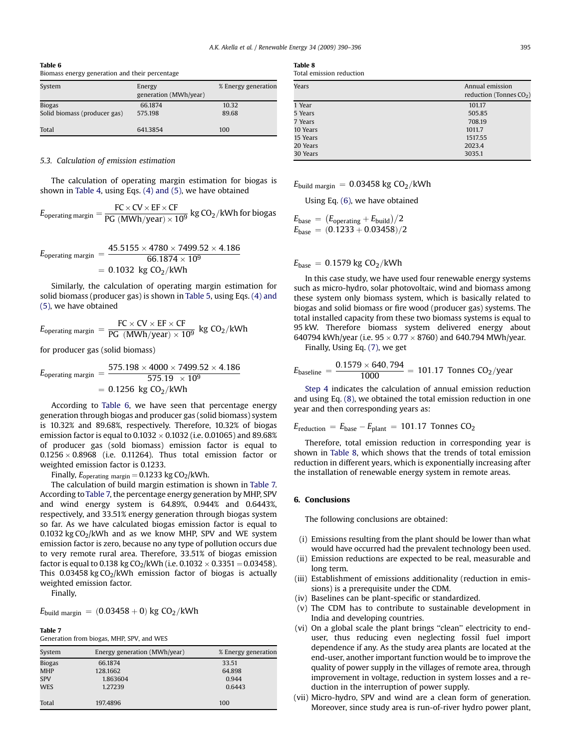Table 6
Biomass energy generation and their percentage

| System | Energy generation (MWh/year) | % Energy generation |
|---|---|---|
| Biogas | 66.1874 | 10.32 |
| Solid biomass (producer gas) | 575.198 | 89.68 |
| Total | 641.3854 | 100 |

### 5.3. Calculation of emission estimation

The calculation of operating margin estimation for biogas is shown in Table 4, using Eqs. (4) and (5), we have obtained

$$E_{\text{operating margin}} = \frac{\text{FC} \times \text{CV} \times \text{EF} \times \text{CF}}{\text{PG (MWh/year)} \times 10^9} \text{ kg CO}_2/\text{kWh for biogas}$$

$$E_{\text{operating margin}} = \frac{45.5155 \times 4780 \times 7499.52 \times 4.186}{66.1874 \times 10^9} = 0.1032 \text{ kg CO}_2/\text{kWh}$$

Similarly, the calculation of operating margin estimation for solid biomass (producer gas) is shown in Table 5, using Eqs. (4) and (5), we have obtained

$$E_{\text{operating margin}} = \frac{\text{FC} \times \text{CV} \times \text{EF} \times \text{CF}}{\text{PG (MWh/year)} \times 10^9} \text{ kg CO}_2/\text{kWh}$$

for producer gas (solid biomass)

$$E_{\text{operating margin}} = \frac{575.198 \times 4000 \times 7499.52 \times 4.186}{575.19 \times 10^9} = 0.1256 \text{ kg CO}_2/\text{kWh}$$

According to Table 6, we have seen that percentage energy generation through biogas and producer gas (solid biomass) system is 10.32% and 89.68%, respectively. Therefore, 10.32% of biogas emission factor is equal to $0.1032 \times 0.1032$ (i.e. 0.01065) and 89.68% of producer gas (sold biomass) emission factor is equal to $0.1256 \times 0.8968$ (i.e. 0.11264). Thus total emission factor or weighted emission factor is 0.1233.

Finally, $E_{\text{operating margin}} = 0.1233$ kg $CO_2$/kWh.

The calculation of build margin estimation is shown in Table 7. According to Table 7, the percentage energy generation by MHP, SPV and wind energy system is 64.89%, 0.944% and 0.6443%, respectively, and 33.51% energy generation through biogas system so far. As we have calculated biogas emission factor is equal to 0.1032 kg $CO_2$/kWh and as we know MHP, SPV and WE system emission factor is zero, because no any type of pollution occurs due to very remote rural area. Therefore, 33.51% of biogas emission factor is equal to 0.138 kg $CO_2$/kWh (i.e. $0.1032 \times 0.3351 = 0.03458$). This 0.03458 kg $CO_2$/kWh emission factor of biogas is actually weighted emission factor.

Finally,

$$E_{\text{build margin}} = (0.03458 + 0) \text{ kg CO}_2/\text{kWh}$$

Table 7
Generation from biogas, MHP, SPV, and WES

| System | Energy generation (MWh/year) | % Energy generation |
|---|---|---|
| Biogas | 66.1874 | 33.51 |
| MHP | 128.1662 | 64.898 |
| SPV | 1.863604 | 0.944 |
| WES | 1.27239 | 0.6443 |
| Total | 197.4896 | 100 |

Table 8
Total emission reduction

| Years | Annual emission reduction (Tonnes $CO_2$) |
|---|---|
| 1 Year | 101.17 |
| 5 Years | 505.85 |
| 7 Years | 708.19 |
| 10 Years | 1011.7 |
| 15 Years | 1517.55 |
| 20 Years | 2023.4 |
| 30 Years | 3035.1 |

$$E_{\text{build margin}} = 0.03458 \text{ kg CO}_2/\text{kWh}$$

Using Eq. (6), we have obtained

$$E_{\text{base}} = (E_{\text{operating}} + E_{\text{build}})/2$$
$$E_{\text{base}} = (0.1233 + 0.03458)/2$$

$$E_{\text{base}} = 0.1579 \text{ kg CO}_2/\text{kWh}$$

In this case study, we have used four renewable energy systems such as micro-hydro, solar photovoltaic, wind and biomass among these system only biomass system, which is basically related to biogas and solid biomass or fire wood (producer gas) systems. The total installed capacity from these two biomass systems is equal to 95 kW. Therefore biomass system delivered energy about 640794 kWh/year (i.e. $95 \times 0.77 \times 8760$) and 640.794 MWh/year.

Finally, Using Eq. (7), we get

$$E_{\text{baseline}} = \frac{0.1579 \times 640,794}{1000} = 101.17 \text{ Tonnes CO}_2/\text{year}$$

Step 4 indicates the calculation of annual emission reduction and using Eq. (8), we obtained the total emission reduction in one year and then corresponding years as:

$$E_{\text{reduction}} = E_{\text{base}} - E_{\text{plant}} = 101.17 \text{ Tonnes CO}_2$$

Therefore, total emission reduction in corresponding year is shown in Table 8, which shows that the trends of total emission reduction in different years, which is exponentially increasing after the installation of renewable energy system in remote areas.

## 6. Conclusions

The following conclusions are obtained:

(i) Emissions resulting from the plant should be lower than what would have occurred had the prevalent technology been used.
(ii) Emission reductions are expected to be real, measurable and long term.
(iii) Establishment of emissions additionality (reduction in emissions) is a prerequisite under the CDM.
(iv) Baselines can be plant-specific or standardized.
(v) The CDM has to contribute to sustainable development in India and developing countries.
(vi) On a global scale the plant brings "clean" electricity to end-user, thus reducing even neglecting fossil fuel import dependence if any. As the study area plants are located at the end-user, another important function would be to improve the quality of power supply in the villages of remote area, through improvement in voltage, reduction in system losses and a reduction in the interruption of power supply.
(vii) Micro-hydro, SPV and wind are a clean form of generation. Moreover, since study area is run-of-river hydro power plant,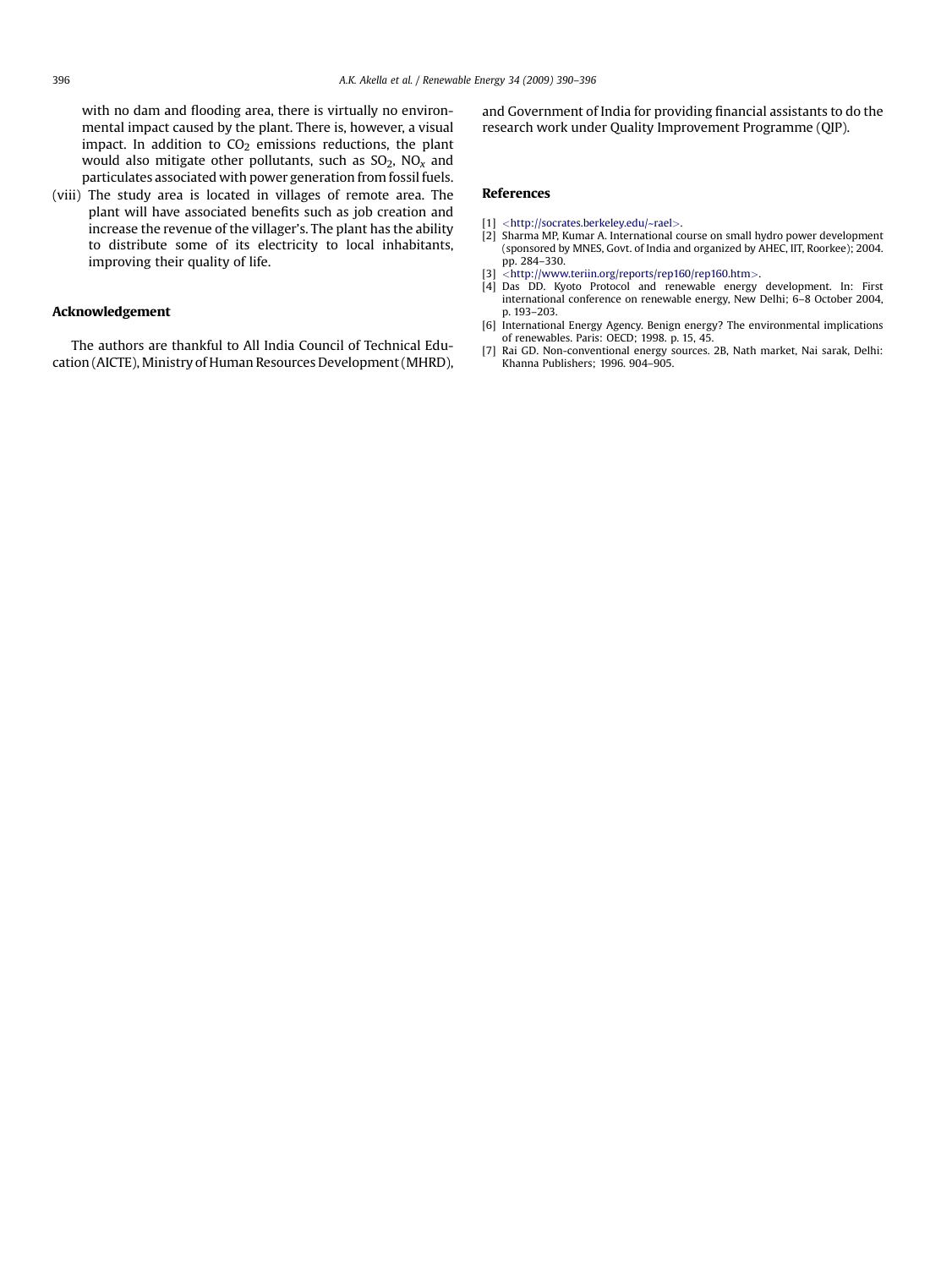with no dam and flooding area, there is virtually no environmental impact caused by the plant. There is, however, a visual impact. In addition to $CO_2$ emissions reductions, the plant would also mitigate other pollutants, such as $SO_2$, $NO_x$ and particulates associated with power generation from fossil fuels.

(viii) The study area is located in villages of remote area. The plant will have associated benefits such as job creation and increase the revenue of the villager's. The plant has the ability to distribute some of its electricity to local inhabitants, improving their quality of life.

## Acknowledgement

The authors are thankful to All India Council of Technical Education (AICTE), Ministry of Human Resources Development (MHRD), and Government of India for providing financial assistants to do the research work under Quality Improvement Programme (QIP).

## References

[1] <http://socrates.berkeley.edu/~rael>.

[2] Sharma MP, Kumar A. International course on small hydro power development (sponsored by MNES, Govt. of India and organized by AHEC, IIT, Roorkee); 2004. pp. 284–330.

[3] <http://www.teriin.org/reports/rep160/rep160.htm>.

[4] Das DD. Kyoto Protocol and renewable energy development. In: First international conference on renewable energy, New Delhi; 6–8 October 2004, p. 193–203.

[6] International Energy Agency. Benign energy? The environmental implications of renewables. Paris: OECD; 1998. p. 15, 45.

[7] Rai GD. Non-conventional energy sources. 2B, Nath market, Nai sarak, Delhi: Khanna Publishers; 1996. 904–905.